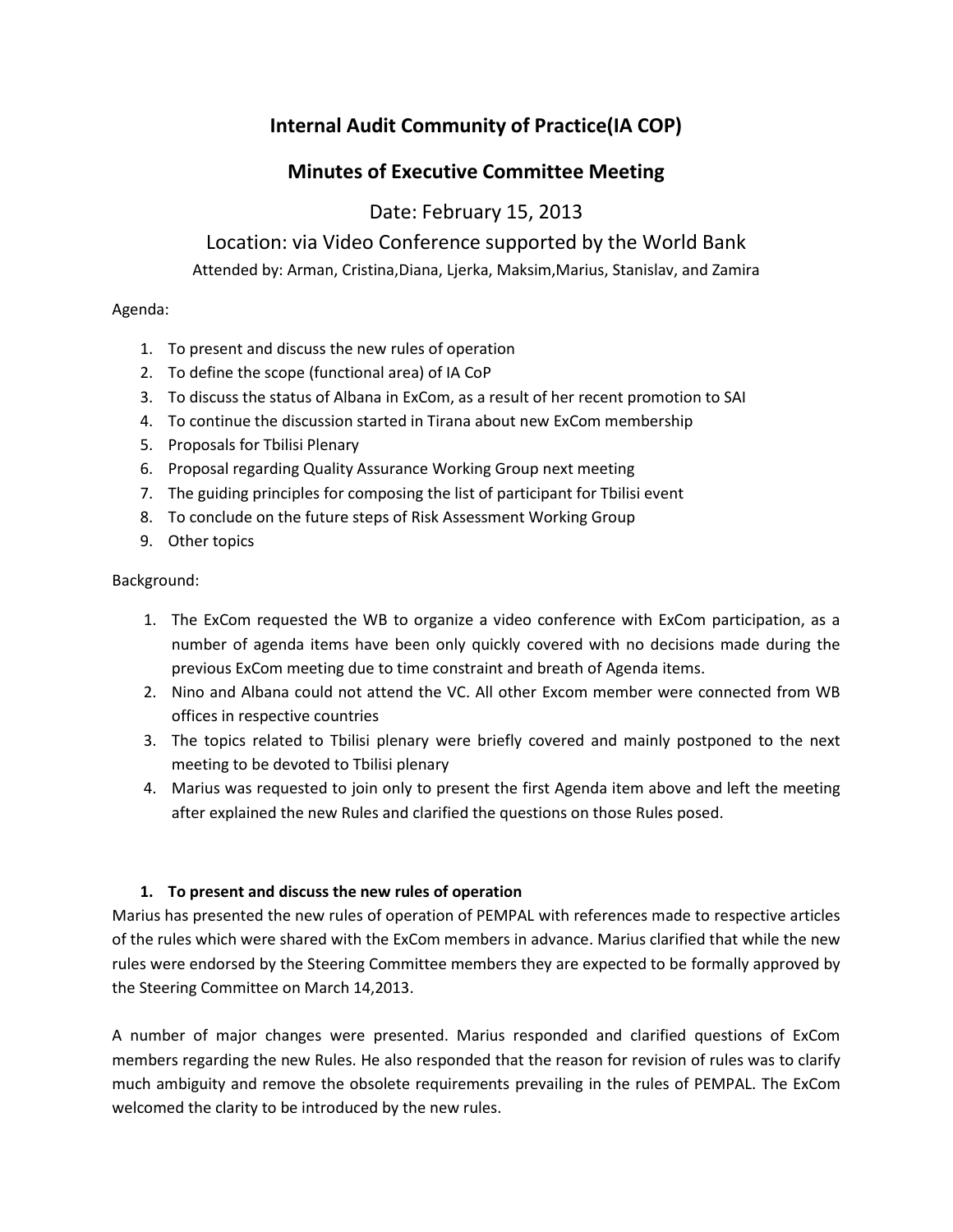# Internal Audit Community of Practice(IA COP)

## Minutes of Executive Committee Meeting

Date: February 15, 2013

Location: via Video Conference supported by the World Bank

Attended by: Arman, Cristina,Diana, Ljerka, Maksim,Marius, Stanislav, and Zamira

Agenda:

1. To present and discuss the new rules of operation
2. To define the scope (functional area) of IA CoP
3. To discuss the status of Albana in ExCom, as a result of her recent promotion to SAI
4. To continue the discussion started in Tirana about new ExCom membership
5. Proposals for Tbilisi Plenary
6. Proposal regarding Quality Assurance Working Group next meeting
7. The guiding principles for composing the list of participant for Tbilisi event
8. To conclude on the future steps of Risk Assessment Working Group
9. Other topics

Background:

1. The ExCom requested the WB to organize a video conference with ExCom participation, as a number of agenda items have been only quickly covered with no decisions made during the previous ExCom meeting due to time constraint and breath of Agenda items.
2. Nino and Albana could not attend the VC. All other Excom member were connected from WB offices in respective countries
3. The topics related to Tbilisi plenary were briefly covered and mainly postponed to the next meeting to be devoted to Tbilisi plenary
4. Marius was requested to join only to present the first Agenda item above and left the meeting after explained the new Rules and clarified the questions on those Rules posed.

### 1. To present and discuss the new rules of operation

Marius has presented the new rules of operation of PEMPAL with references made to respective articles of the rules which were shared with the ExCom members in advance. Marius clarified that while the new rules were endorsed by the Steering Committee members they are expected to be formally approved by the Steering Committee on March 14,2013.

A number of major changes were presented. Marius responded and clarified questions of ExCom members regarding the new Rules. He also responded that the reason for revision of rules was to clarify much ambiguity and remove the obsolete requirements prevailing in the rules of PEMPAL. The ExCom welcomed the clarity to be introduced by the new rules.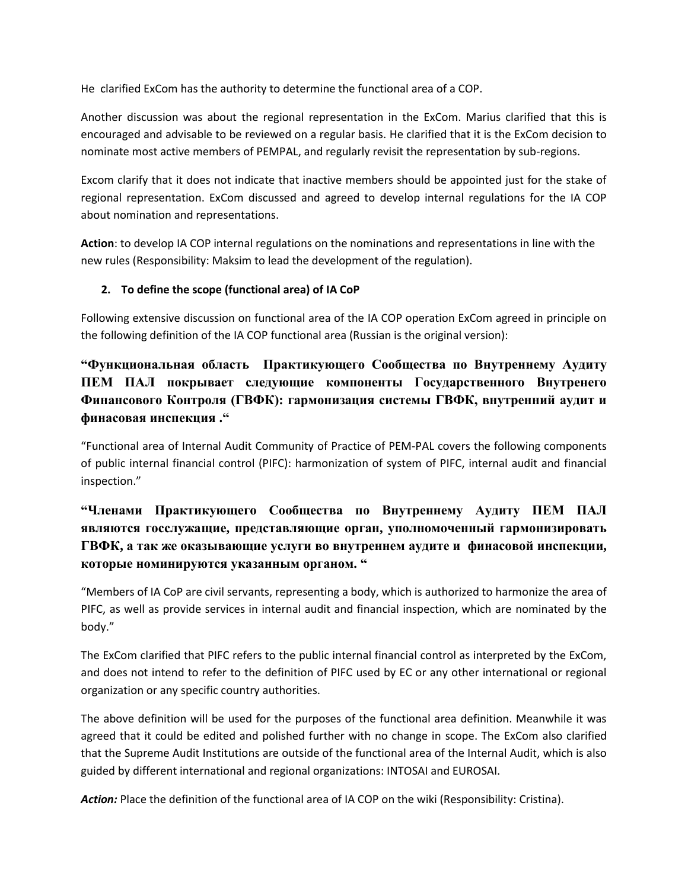He clarified ExCom has the authority to determine the functional area of a COP.

Another discussion was about the regional representation in the ExCom. Marius clarified that this is encouraged and advisable to be reviewed on a regular basis. He clarified that it is the ExCom decision to nominate most active members of PEMPAL, and regularly revisit the representation by sub-regions.

Excom clarify that it does not indicate that inactive members should be appointed just for the stake of regional representation. ExCom discussed and agreed to develop internal regulations for the IA COP about nomination and representations.

**Action**: to develop IA COP internal regulations on the nominations and representations in line with the new rules (Responsibility: Maksim to lead the development of the regulation).

**2. To define the scope (functional area) of IA CoP**

Following extensive discussion on functional area of the IA COP operation ExCom agreed in principle on the following definition of the IA COP functional area (Russian is the original version):

**“Функциональная область Практикующего Сообщества по Внутреннему Аудиту ПЕМ ПАЛ покрывает следующие компоненты Государственного Внутренего Финансового Контроля (ГВФК): гармонизация системы ГВФК, внутренний аудит и финасовая инспекция .“**

“Functional area of Internal Audit Community of Practice of PEM-PAL covers the following components of public internal financial control (PIFC): harmonization of system of PIFC, internal audit and financial inspection.”

**“Членами Практикующего Сообщества по Внутреннему Аудиту ПЕМ ПАЛ являются госслужащие, представляющие орган, уполномоченный гармонизировать ГВФК, а так же оказывающие услуги во внутреннем аудите и финасовой инспекции, которые номинируются указанным органом. “**

“Members of IA CoP are civil servants, representing a body, which is authorized to harmonize the area of PIFC, as well as provide services in internal audit and financial inspection, which are nominated by the body.”

The ExCom clarified that PIFC refers to the public internal financial control as interpreted by the ExCom, and does not intend to refer to the definition of PIFC used by EC or any other international or regional organization or any specific country authorities.

The above definition will be used for the purposes of the functional area definition. Meanwhile it was agreed that it could be edited and polished further with no change in scope. The ExCom also clarified that the Supreme Audit Institutions are outside of the functional area of the Internal Audit, which is also guided by different international and regional organizations: INTOSAI and EUROSAI.

***Action:*** Place the definition of the functional area of IA COP on the wiki (Responsibility: Cristina).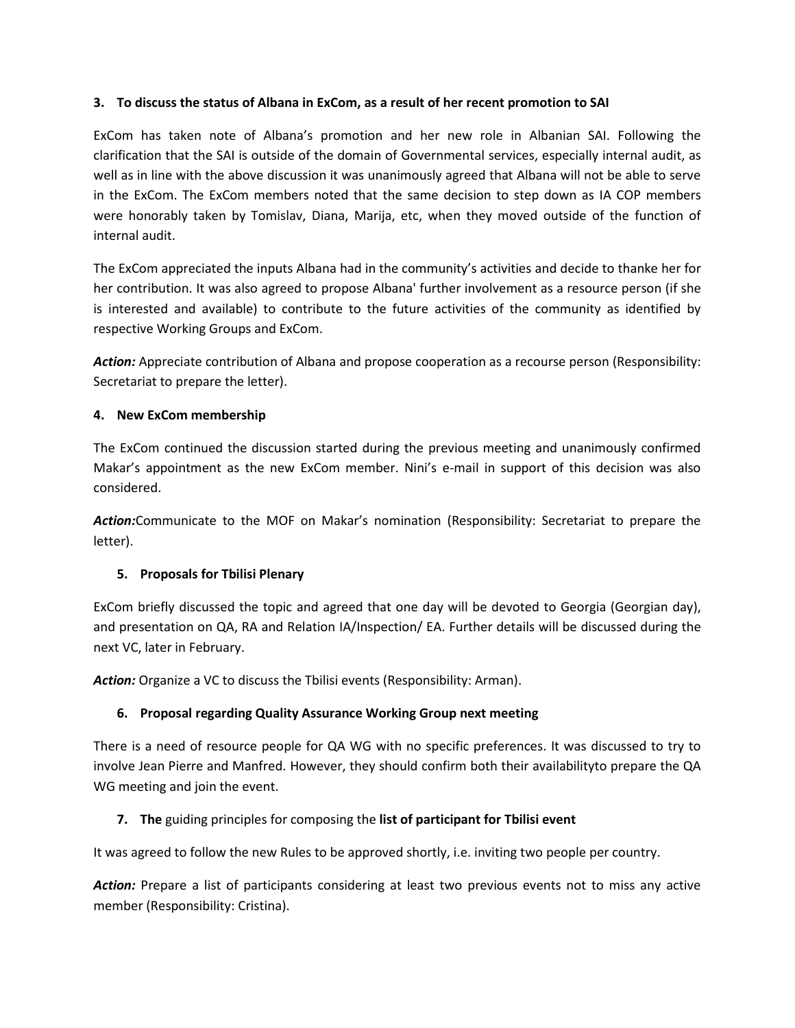**3. To discuss the status of Albana in ExCom, as a result of her recent promotion to SAI**

ExCom has taken note of Albana's promotion and her new role in Albanian SAI. Following the clarification that the SAI is outside of the domain of Governmental services, especially internal audit, as well as in line with the above discussion it was unanimously agreed that Albana will not be able to serve in the ExCom. The ExCom members noted that the same decision to step down as IA COP members were honorably taken by Tomislav, Diana, Marija, etc, when they moved outside of the function of internal audit.

The ExCom appreciated the inputs Albana had in the community's activities and decide to thanke her for her contribution. It was also agreed to propose Albana' further involvement as a resource person (if she is interested and available) to contribute to the future activities of the community as identified by respective Working Groups and ExCom.

***Action:*** Appreciate contribution of Albana and propose cooperation as a recourse person (Responsibility: Secretariat to prepare the letter).

**4. New ExCom membership**

The ExCom continued the discussion started during the previous meeting and unanimously confirmed Makar's appointment as the new ExCom member. Nini's e-mail in support of this decision was also considered.

***Action:***Communicate to the MOF on Makar's nomination (Responsibility: Secretariat to prepare the letter).

**5. Proposals for Tbilisi Plenary**

ExCom briefly discussed the topic and agreed that one day will be devoted to Georgia (Georgian day), and presentation on QA, RA and Relation IA/Inspection/ EA. Further details will be discussed during the next VC, later in February.

***Action:*** Organize a VC to discuss the Tbilisi events (Responsibility: Arman).

**6. Proposal regarding Quality Assurance Working Group next meeting**

There is a need of resource people for QA WG with no specific preferences. It was discussed to try to involve Jean Pierre and Manfred. However, they should confirm both their availabilityto prepare the QA WG meeting and join the event.

**7. The** guiding principles for composing the **list of participant for Tbilisi event**

It was agreed to follow the new Rules to be approved shortly, i.e. inviting two people per country.

***Action:*** Prepare a list of participants considering at least two previous events not to miss any active member (Responsibility: Cristina).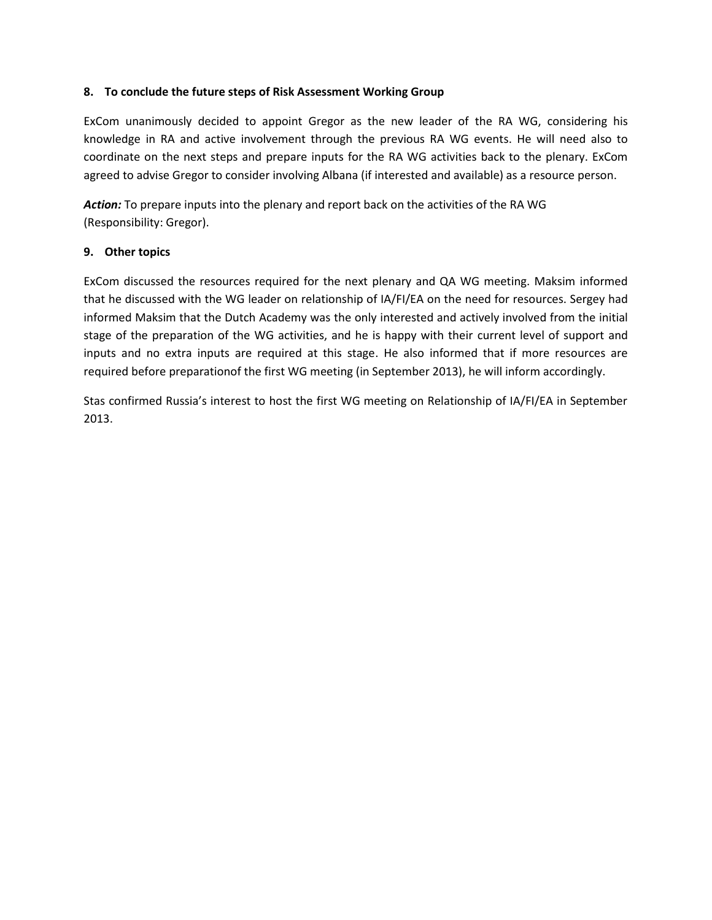## 8. To conclude the future steps of Risk Assessment Working Group

ExCom unanimously decided to appoint Gregor as the new leader of the RA WG, considering his knowledge in RA and active involvement through the previous RA WG events. He will need also to coordinate on the next steps and prepare inputs for the RA WG activities back to the plenary. ExCom agreed to advise Gregor to consider involving Albana (if interested and available) as a resource person.

***Action:*** To prepare inputs into the plenary and report back on the activities of the RA WG (Responsibility: Gregor).

## 9. Other topics

ExCom discussed the resources required for the next plenary and QA WG meeting. Maksim informed that he discussed with the WG leader on relationship of IA/FI/EA on the need for resources. Sergey had informed Maksim that the Dutch Academy was the only interested and actively involved from the initial stage of the preparation of the WG activities, and he is happy with their current level of support and inputs and no extra inputs are required at this stage. He also informed that if more resources are required before preparationof the first WG meeting (in September 2013), he will inform accordingly.

Stas confirmed Russia's interest to host the first WG meeting on Relationship of IA/FI/EA in September 2013.